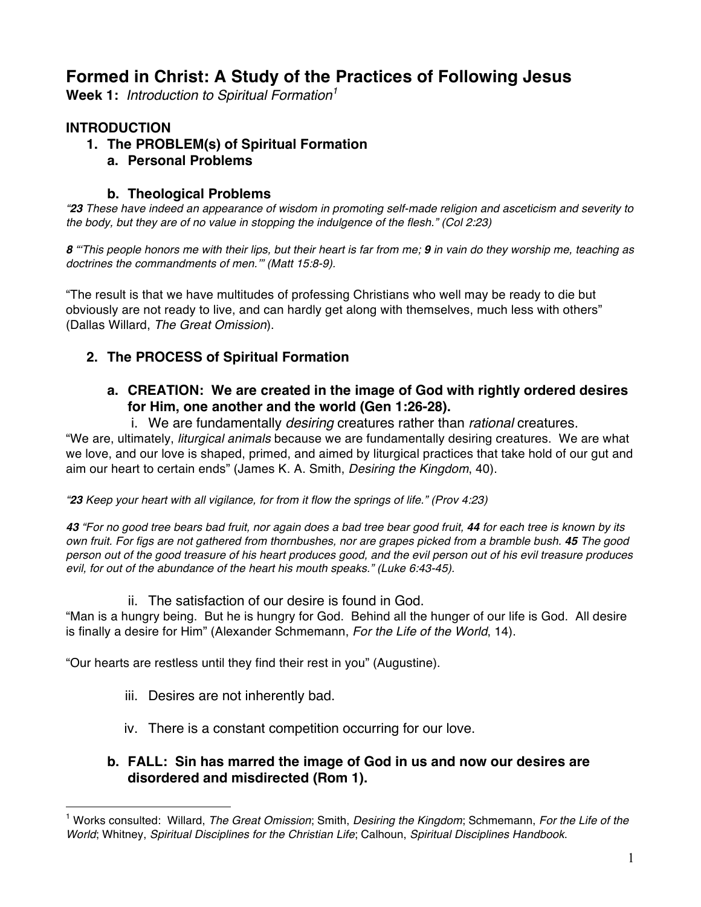# Formed in Christ: A Study of the Practices of Following Jesus

**Week 1:** *Introduction to Spiritual Formation*[1]

## INTRODUCTION

1. **The PROBLEM(s) of Spiritual Formation**
   a. **Personal Problems**

   b. **Theological Problems**

*"**23** These have indeed an appearance of wisdom in promoting self-made religion and asceticism and severity to the body, but they are of no value in stopping the indulgence of the flesh." (Col 2:23)*

*__8__ "'This people honors me with their lips, but their heart is far from me; __9__ in vain do they worship me, teaching as doctrines the commandments of men.'" (Matt 15:8-9).*

"The result is that we have multitudes of professing Christians who well may be ready to die but obviously are not ready to live, and can hardly get along with themselves, much less with others" (Dallas Willard, *The Great Omission*).

2. **The PROCESS of Spiritual Formation**

   a. **CREATION: We are created in the image of God with rightly ordered desires for Him, one another and the world (Gen 1:26-28).**

      i. We are fundamentally *desiring* creatures rather than *rational* creatures.

"We are, ultimately, *liturgical animals* because we are fundamentally desiring creatures. We are what we love, and our love is shaped, primed, and aimed by liturgical practices that take hold of our gut and aim our heart to certain ends" (James K. A. Smith, *Desiring the Kingdom*, 40).

*"**23** Keep your heart with all vigilance, for from it flow the springs of life." (Prov 4:23)*

*__43__ "For no good tree bears bad fruit, nor again does a bad tree bear good fruit, __44__ for each tree is known by its own fruit. For figs are not gathered from thornbushes, nor are grapes picked from a bramble bush. __45__ The good person out of the good treasure of his heart produces good, and the evil person out of his evil treasure produces evil, for out of the abundance of the heart his mouth speaks." (Luke 6:43-45).*

      ii. The satisfaction of our desire is found in God.

"Man is a hungry being. But he is hungry for God. Behind all the hunger of our life is God. All desire is finally a desire for Him" (Alexander Schmemann, *For the Life of the World*, 14).

"Our hearts are restless until they find their rest in you" (Augustine).

      iii. Desires are not inherently bad.

      iv. There is a constant competition occurring for our love.

   b. **FALL: Sin has marred the image of God in us and now our desires are disordered and misdirected (Rom 1).**

---

[1] Works consulted: Willard, *The Great Omission*; Smith, *Desiring the Kingdom*; Schmemann, *For the Life of the World*; Whitney, *Spiritual Disciplines for the Christian Life*; Calhoun, *Spiritual Disciplines Handbook*.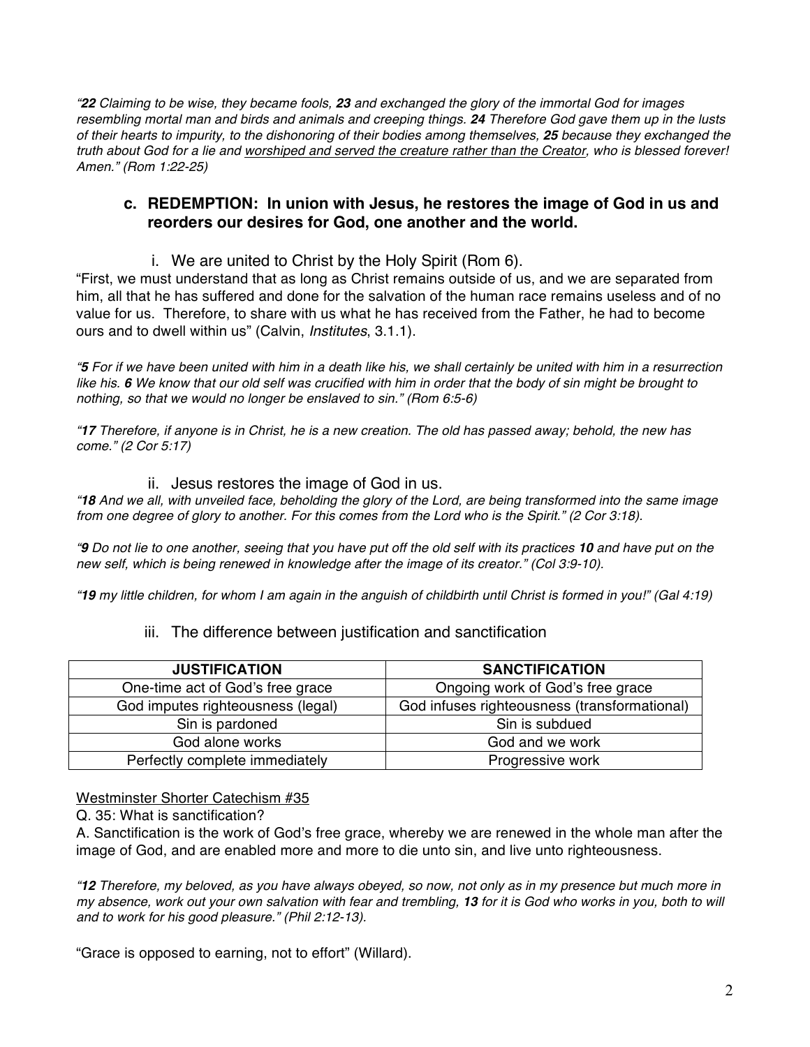*"**22** Claiming to be wise, they became fools, **23** and exchanged the glory of the immortal God for images resembling mortal man and birds and animals and creeping things. **24** Therefore God gave them up in the lusts of their hearts to impurity, to the dishonoring of their bodies among themselves, **25** because they exchanged the truth about God for a lie and <u>worshiped and served the creature rather than the Creator</u>, who is blessed forever! Amen." (Rom 1:22-25)*

### c. REDEMPTION: In union with Jesus, he restores the image of God in us and reorders our desires for God, one another and the world.

#### i. We are united to Christ by the Holy Spirit (Rom 6).

"First, we must understand that as long as Christ remains outside of us, and we are separated from him, all that he has suffered and done for the salvation of the human race remains useless and of no value for us. Therefore, to share with us what he has received from the Father, he had to become ours and to dwell within us" (Calvin, *Institutes*, 3.1.1).

*"**5** For if we have been united with him in a death like his, we shall certainly be united with him in a resurrection like his. **6** We know that our old self was crucified with him in order that the body of sin might be brought to nothing, so that we would no longer be enslaved to sin." (Rom 6:5-6)*

*"**17** Therefore, if anyone is in Christ, he is a new creation. The old has passed away; behold, the new has come." (2 Cor 5:17)*

#### ii. Jesus restores the image of God in us.

*"**18** And we all, with unveiled face, beholding the glory of the Lord, are being transformed into the same image from one degree of glory to another. For this comes from the Lord who is the Spirit." (2 Cor 3:18).*

*"**9** Do not lie to one another, seeing that you have put off the old self with its practices **10** and have put on the new self, which is being renewed in knowledge after the image of its creator." (Col 3:9-10).*

*"**19** my little children, for whom I am again in the anguish of childbirth until Christ is formed in you!" (Gal 4:19)*

#### iii. The difference between justification and sanctification

| **JUSTIFICATION** | **SANCTIFICATION** |
|---|---|
| One-time act of God's free grace | Ongoing work of God's free grace |
| God imputes righteousness (legal) | God infuses righteousness (transformational) |
| Sin is pardoned | Sin is subdued |
| God alone works | God and we work |
| Perfectly complete immediately | Progressive work |

<u>Westminster Shorter Catechism #35</u>

Q. 35: What is sanctification?

A. Sanctification is the work of God's free grace, whereby we are renewed in the whole man after the image of God, and are enabled more and more to die unto sin, and live unto righteousness.

*"**12** Therefore, my beloved, as you have always obeyed, so now, not only as in my presence but much more in my absence, work out your own salvation with fear and trembling, **13** for it is God who works in you, both to will and to work for his good pleasure." (Phil 2:12-13).*

"Grace is opposed to earning, not to effort" (Willard).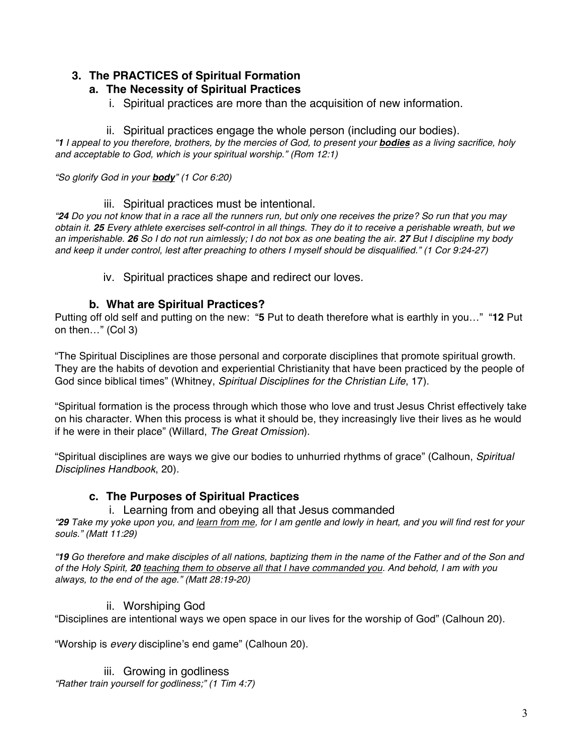## 3. The PRACTICES of Spiritual Formation

### a. The Necessity of Spiritual Practices

i. Spiritual practices are more than the acquisition of new information.

ii. Spiritual practices engage the whole person (including our bodies).

*“**1** I appeal to you therefore, brothers, by the mercies of God, to present your **<u>bodies</u>** as a living sacrifice, holy and acceptable to God, which is your spiritual worship.” (Rom 12:1)*

*“So glorify God in your **<u>body</u>**” (1 Cor 6:20)*

iii. Spiritual practices must be intentional.

*“**24** Do you not know that in a race all the runners run, but only one receives the prize? So run that you may obtain it. **25** Every athlete exercises self-control in all things. They do it to receive a perishable wreath, but we an imperishable. **26** So I do not run aimlessly; I do not box as one beating the air. **27** But I discipline my body and keep it under control, lest after preaching to others I myself should be disqualified.” (1 Cor 9:24-27)*

iv. Spiritual practices shape and redirect our loves.

### b. What are Spiritual Practices?

Putting off old self and putting on the new: “**5** Put to death therefore what is earthly in you…” “**12** Put on then…” (Col 3)

“The Spiritual Disciplines are those personal and corporate disciplines that promote spiritual growth. They are the habits of devotion and experiential Christianity that have been practiced by the people of God since biblical times” (Whitney, *Spiritual Disciplines for the Christian Life*, 17).

“Spiritual formation is the process through which those who love and trust Jesus Christ effectively take on his character. When this process is what it should be, they increasingly live their lives as he would if he were in their place” (Willard, *The Great Omission*).

“Spiritual disciplines are ways we give our bodies to unhurried rhythms of grace” (Calhoun, *Spiritual Disciplines Handbook*, 20).

### c. The Purposes of Spiritual Practices

i. Learning from and obeying all that Jesus commanded

*“**29** Take my yoke upon you, and <u>learn from me</u>, for I am gentle and lowly in heart, and you will find rest for your souls.” (Matt 11:29)*

*“**19** Go therefore and make disciples of all nations, baptizing them in the name of the Father and of the Son and of the Holy Spirit, **20** <u>teaching them to observe all that I have commanded you</u>. And behold, I am with you always, to the end of the age.” (Matt 28:19-20)*

ii. Worshiping God

“Disciplines are intentional ways we open space in our lives for the worship of God” (Calhoun 20).

“Worship is *every* discipline’s end game” (Calhoun 20).

iii. Growing in godliness

*“Rather train yourself for godliness;” (1 Tim 4:7)*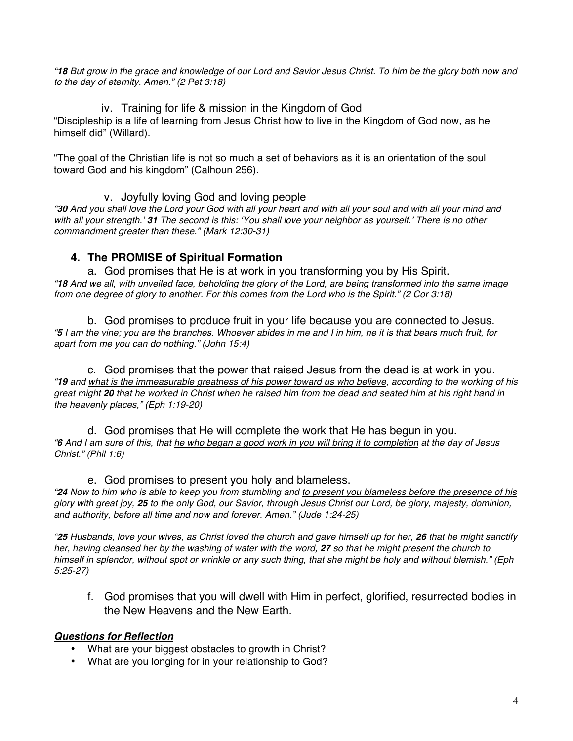*"**18** But grow in the grace and knowledge of our Lord and Savior Jesus Christ. To him be the glory both now and to the day of eternity. Amen." (2 Pet 3:18)*

iv. Training for life & mission in the Kingdom of God

"Discipleship is a life of learning from Jesus Christ how to live in the Kingdom of God now, as he himself did" (Willard).

"The goal of the Christian life is not so much a set of behaviors as it is an orientation of the soul toward God and his kingdom" (Calhoun 256).

v. Joyfully loving God and loving people

*"**30** And you shall love the Lord your God with all your heart and with all your soul and with all your mind and with all your strength.' **31** The second is this: 'You shall love your neighbor as yourself.' There is no other commandment greater than these." (Mark 12:30-31)*

### 4. The PROMISE of Spiritual Formation

a. God promises that He is at work in you transforming you by His Spirit.

*"**18** And we all, with unveiled face, beholding the glory of the Lord, <u>are being transformed</u> into the same image from one degree of glory to another. For this comes from the Lord who is the Spirit." (2 Cor 3:18)*

b. God promises to produce fruit in your life because you are connected to Jesus.

*"**5** I am the vine; you are the branches. Whoever abides in me and I in him, <u>he it is that bears much fruit</u>, for apart from me you can do nothing." (John 15:4)*

c. God promises that the power that raised Jesus from the dead is at work in you.

*"**19** and <u>what is the immeasurable greatness of his power toward us who believe</u>, according to the working of his great might **20** that <u>he worked in Christ when he raised him from the dead</u> and seated him at his right hand in the heavenly places," (Eph 1:19-20)*

d. God promises that He will complete the work that He has begun in you.

*"**6** And I am sure of this, that <u>he who began a good work in you will bring it to completion</u> at the day of Jesus Christ." (Phil 1:6)*

e. God promises to present you holy and blameless.

*"**24** Now to him who is able to keep you from stumbling and <u>to present you blameless before the presence of his glory with great joy</u>, **25** to the only God, our Savior, through Jesus Christ our Lord, be glory, majesty, dominion, and authority, before all time and now and forever. Amen." (Jude 1:24-25)*

*"**25** Husbands, love your wives, as Christ loved the church and gave himself up for her, **26** that he might sanctify her, having cleansed her by the washing of water with the word, **27** <u>so that he might present the church to himself in splendor, without spot or wrinkle or any such thing, that she might be holy and without blemish</u>." (Eph 5:25-27)*

f. God promises that you will dwell with Him in perfect, glorified, resurrected bodies in the New Heavens and the New Earth.

***<u>Questions for Reflection</u>***

- What are your biggest obstacles to growth in Christ?
- What are you longing for in your relationship to God?